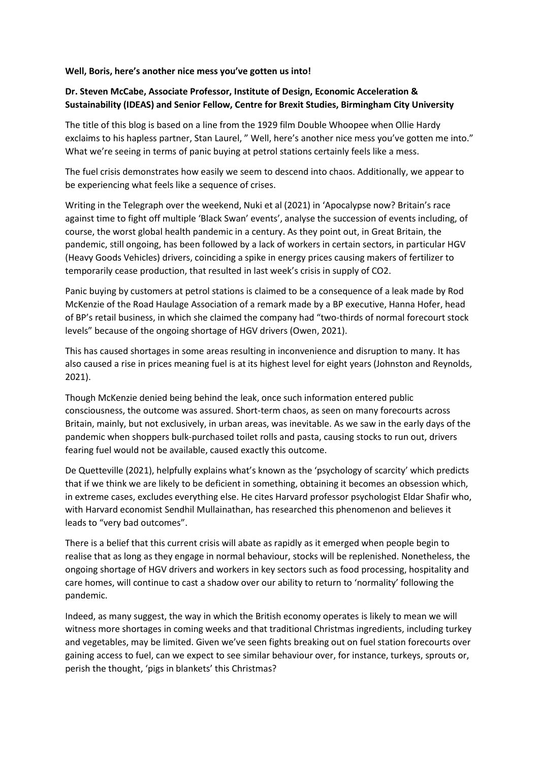**Well, Boris, here's another nice mess you've gotten us into!**

**Dr. Steven McCabe, Associate Professor, Institute of Design, Economic Acceleration & Sustainability (IDEAS) and Senior Fellow, Centre for Brexit Studies, Birmingham City University**

The title of this blog is based on a line from the 1929 film Double Whoopee when Ollie Hardy exclaims to his hapless partner, Stan Laurel, " Well, here's another nice mess you've gotten me into." What we're seeing in terms of panic buying at petrol stations certainly feels like a mess.

The fuel crisis demonstrates how easily we seem to descend into chaos. Additionally, we appear to be experiencing what feels like a sequence of crises.

Writing in the Telegraph over the weekend, Nuki et al (2021) in 'Apocalypse now? Britain's race against time to fight off multiple 'Black Swan' events', analyse the succession of events including, of course, the worst global health pandemic in a century. As they point out, in Great Britain, the pandemic, still ongoing, has been followed by a lack of workers in certain sectors, in particular HGV (Heavy Goods Vehicles) drivers, coinciding a spike in energy prices causing makers of fertilizer to temporarily cease production, that resulted in last week's crisis in supply of $CO_2$.

Panic buying by customers at petrol stations is claimed to be a consequence of a leak made by Rod McKenzie of the Road Haulage Association of a remark made by a BP executive, Hanna Hofer, head of BP's retail business, in which she claimed the company had "two-thirds of normal forecourt stock levels" because of the ongoing shortage of HGV drivers (Owen, 2021).

This has caused shortages in some areas resulting in inconvenience and disruption to many. It has also caused a rise in prices meaning fuel is at its highest level for eight years (Johnston and Reynolds, 2021).

Though McKenzie denied being behind the leak, once such information entered public consciousness, the outcome was assured. Short-term chaos, as seen on many forecourts across Britain, mainly, but not exclusively, in urban areas, was inevitable. As we saw in the early days of the pandemic when shoppers bulk-purchased toilet rolls and pasta, causing stocks to run out, drivers fearing fuel would not be available, caused exactly this outcome.

De Quetteville (2021), helpfully explains what's known as the 'psychology of scarcity' which predicts that if we think we are likely to be deficient in something, obtaining it becomes an obsession which, in extreme cases, excludes everything else. He cites Harvard professor psychologist Eldar Shafir who, with Harvard economist Sendhil Mullainathan, has researched this phenomenon and believes it leads to "very bad outcomes".

There is a belief that this current crisis will abate as rapidly as it emerged when people begin to realise that as long as they engage in normal behaviour, stocks will be replenished. Nonetheless, the ongoing shortage of HGV drivers and workers in key sectors such as food processing, hospitality and care homes, will continue to cast a shadow over our ability to return to 'normality' following the pandemic.

Indeed, as many suggest, the way in which the British economy operates is likely to mean we will witness more shortages in coming weeks and that traditional Christmas ingredients, including turkey and vegetables, may be limited. Given we've seen fights breaking out on fuel station forecourts over gaining access to fuel, can we expect to see similar behaviour over, for instance, turkeys, sprouts or, perish the thought, 'pigs in blankets' this Christmas?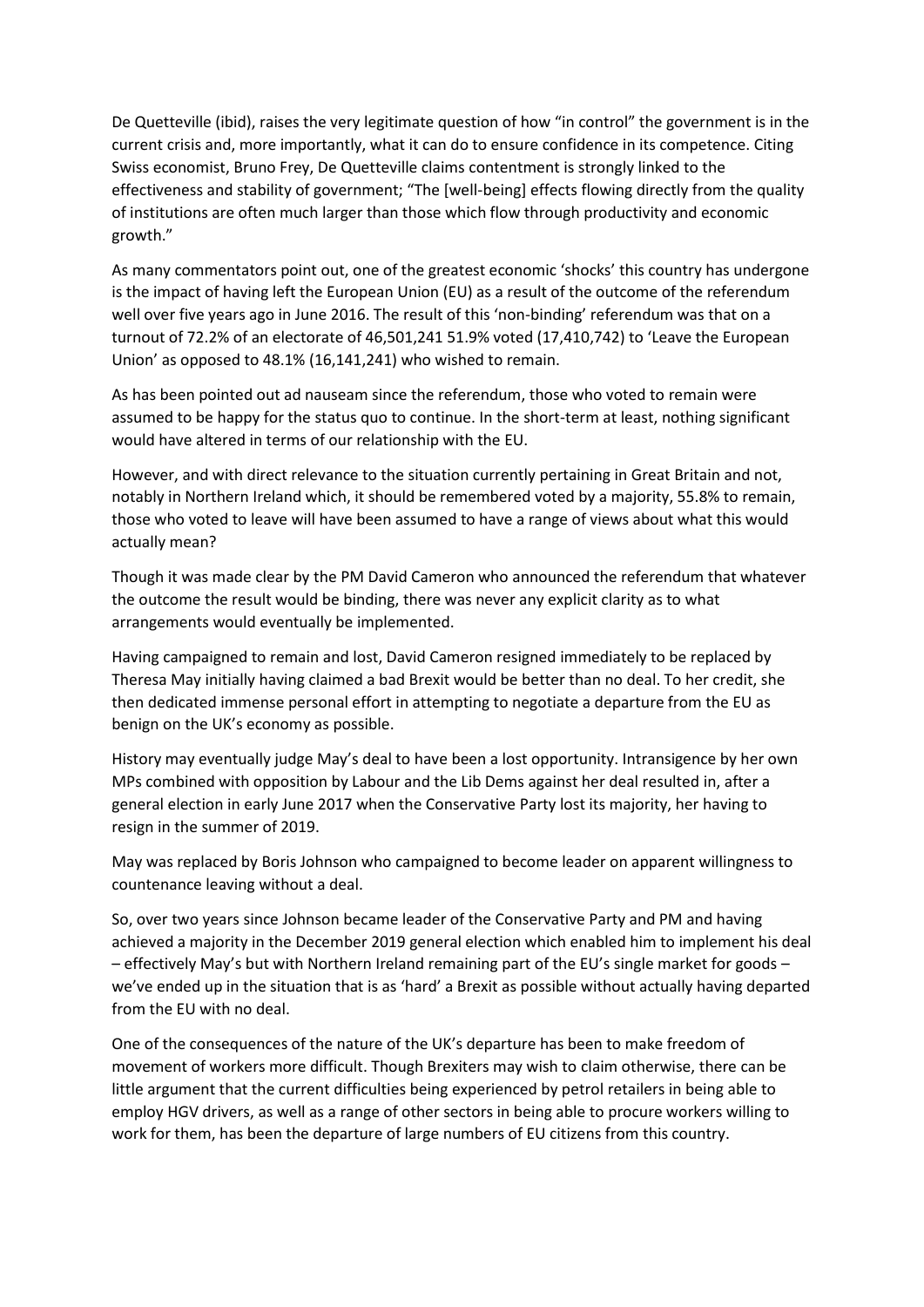De Quetteville (ibid), raises the very legitimate question of how "in control" the government is in the current crisis and, more importantly, what it can do to ensure confidence in its competence. Citing Swiss economist, Bruno Frey, De Quetteville claims contentment is strongly linked to the effectiveness and stability of government; "The [well-being] effects flowing directly from the quality of institutions are often much larger than those which flow through productivity and economic growth."

As many commentators point out, one of the greatest economic 'shocks' this country has undergone is the impact of having left the European Union (EU) as a result of the outcome of the referendum well over five years ago in June 2016. The result of this 'non-binding' referendum was that on a turnout of 72.2% of an electorate of 46,501,241 51.9% voted (17,410,742) to 'Leave the European Union' as opposed to 48.1% (16,141,241) who wished to remain.

As has been pointed out ad nauseam since the referendum, those who voted to remain were assumed to be happy for the status quo to continue. In the short-term at least, nothing significant would have altered in terms of our relationship with the EU.

However, and with direct relevance to the situation currently pertaining in Great Britain and not, notably in Northern Ireland which, it should be remembered voted by a majority, 55.8% to remain, those who voted to leave will have been assumed to have a range of views about what this would actually mean?

Though it was made clear by the PM David Cameron who announced the referendum that whatever the outcome the result would be binding, there was never any explicit clarity as to what arrangements would eventually be implemented.

Having campaigned to remain and lost, David Cameron resigned immediately to be replaced by Theresa May initially having claimed a bad Brexit would be better than no deal. To her credit, she then dedicated immense personal effort in attempting to negotiate a departure from the EU as benign on the UK's economy as possible.

History may eventually judge May's deal to have been a lost opportunity. Intransigence by her own MPs combined with opposition by Labour and the Lib Dems against her deal resulted in, after a general election in early June 2017 when the Conservative Party lost its majority, her having to resign in the summer of 2019.

May was replaced by Boris Johnson who campaigned to become leader on apparent willingness to countenance leaving without a deal.

So, over two years since Johnson became leader of the Conservative Party and PM and having achieved a majority in the December 2019 general election which enabled him to implement his deal – effectively May's but with Northern Ireland remaining part of the EU's single market for goods – we've ended up in the situation that is as 'hard' a Brexit as possible without actually having departed from the EU with no deal.

One of the consequences of the nature of the UK's departure has been to make freedom of movement of workers more difficult. Though Brexiters may wish to claim otherwise, there can be little argument that the current difficulties being experienced by petrol retailers in being able to employ HGV drivers, as well as a range of other sectors in being able to procure workers willing to work for them, has been the departure of large numbers of EU citizens from this country.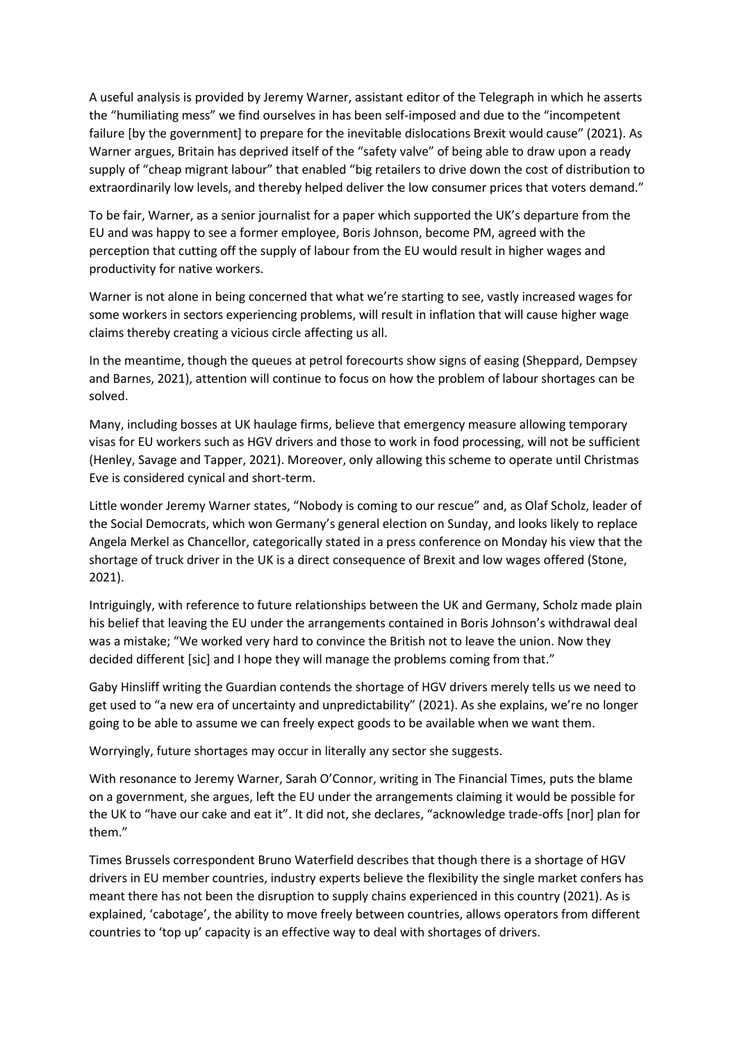A useful analysis is provided by Jeremy Warner, assistant editor of the Telegraph in which he asserts the "humiliating mess" we find ourselves in has been self-imposed and due to the "incompetent failure [by the government] to prepare for the inevitable dislocations Brexit would cause" (2021). As Warner argues, Britain has deprived itself of the "safety valve" of being able to draw upon a ready supply of "cheap migrant labour" that enabled "big retailers to drive down the cost of distribution to extraordinarily low levels, and thereby helped deliver the low consumer prices that voters demand."

To be fair, Warner, as a senior journalist for a paper which supported the UK's departure from the EU and was happy to see a former employee, Boris Johnson, become PM, agreed with the perception that cutting off the supply of labour from the EU would result in higher wages and productivity for native workers.

Warner is not alone in being concerned that what we're starting to see, vastly increased wages for some workers in sectors experiencing problems, will result in inflation that will cause higher wage claims thereby creating a vicious circle affecting us all.

In the meantime, though the queues at petrol forecourts show signs of easing (Sheppard, Dempsey and Barnes, 2021), attention will continue to focus on how the problem of labour shortages can be solved.

Many, including bosses at UK haulage firms, believe that emergency measure allowing temporary visas for EU workers such as HGV drivers and those to work in food processing, will not be sufficient (Henley, Savage and Tapper, 2021). Moreover, only allowing this scheme to operate until Christmas Eve is considered cynical and short-term.

Little wonder Jeremy Warner states, "Nobody is coming to our rescue" and, as Olaf Scholz, leader of the Social Democrats, which won Germany's general election on Sunday, and looks likely to replace Angela Merkel as Chancellor, categorically stated in a press conference on Monday his view that the shortage of truck driver in the UK is a direct consequence of Brexit and low wages offered (Stone, 2021).

Intriguingly, with reference to future relationships between the UK and Germany, Scholz made plain his belief that leaving the EU under the arrangements contained in Boris Johnson's withdrawal deal was a mistake; "We worked very hard to convince the British not to leave the union. Now they decided different [sic] and I hope they will manage the problems coming from that."

Gaby Hinsliff writing the Guardian contends the shortage of HGV drivers merely tells us we need to get used to "a new era of uncertainty and unpredictability" (2021). As she explains, we're no longer going to be able to assume we can freely expect goods to be available when we want them.

Worryingly, future shortages may occur in literally any sector she suggests.

With resonance to Jeremy Warner, Sarah O'Connor, writing in The Financial Times, puts the blame on a government, she argues, left the EU under the arrangements claiming it would be possible for the UK to "have our cake and eat it". It did not, she declares, "acknowledge trade-offs [nor] plan for them."

Times Brussels correspondent Bruno Waterfield describes that though there is a shortage of HGV drivers in EU member countries, industry experts believe the flexibility the single market confers has meant there has not been the disruption to supply chains experienced in this country (2021). As is explained, 'cabotage', the ability to move freely between countries, allows operators from different countries to 'top up' capacity is an effective way to deal with shortages of drivers.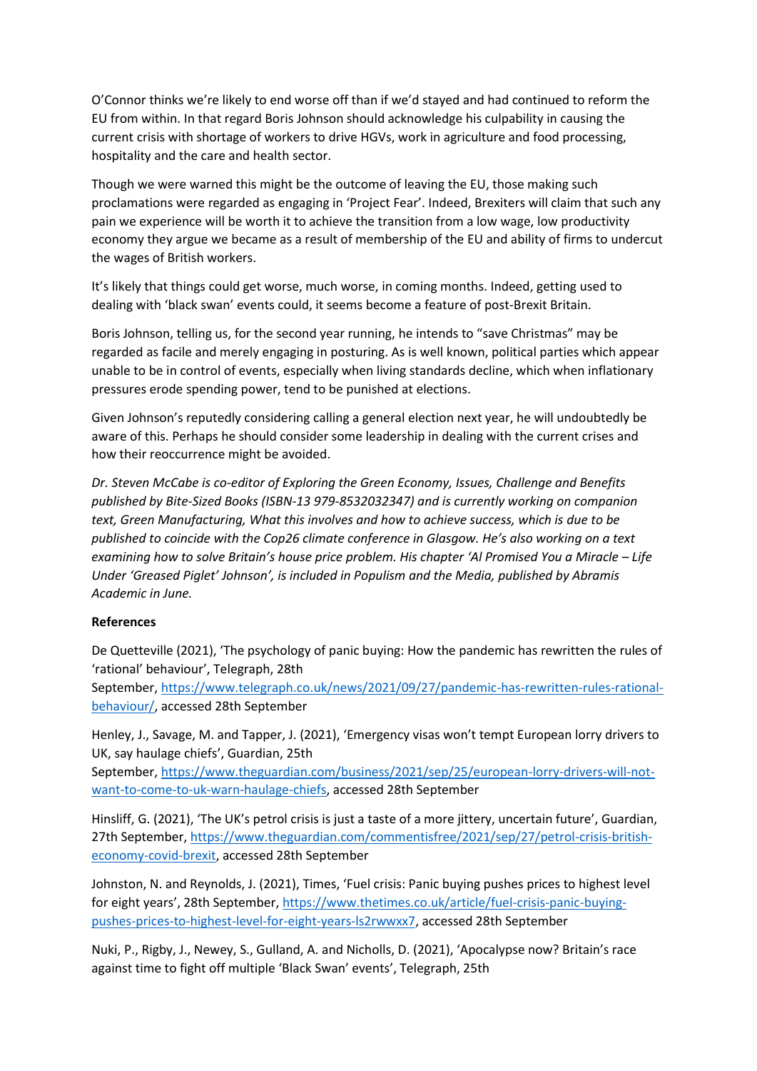O'Connor thinks we're likely to end worse off than if we'd stayed and had continued to reform the EU from within. In that regard Boris Johnson should acknowledge his culpability in causing the current crisis with shortage of workers to drive HGVs, work in agriculture and food processing, hospitality and the care and health sector.

Though we were warned this might be the outcome of leaving the EU, those making such proclamations were regarded as engaging in 'Project Fear'. Indeed, Brexiters will claim that such any pain we experience will be worth it to achieve the transition from a low wage, low productivity economy they argue we became as a result of membership of the EU and ability of firms to undercut the wages of British workers.

It's likely that things could get worse, much worse, in coming months. Indeed, getting used to dealing with 'black swan' events could, it seems become a feature of post-Brexit Britain.

Boris Johnson, telling us, for the second year running, he intends to "save Christmas" may be regarded as facile and merely engaging in posturing. As is well known, political parties which appear unable to be in control of events, especially when living standards decline, which when inflationary pressures erode spending power, tend to be punished at elections.

Given Johnson's reputedly considering calling a general election next year, he will undoubtedly be aware of this. Perhaps he should consider some leadership in dealing with the current crises and how their reoccurrence might be avoided.

*Dr. Steven McCabe is co-editor of Exploring the Green Economy, Issues, Challenge and Benefits published by Bite-Sized Books (ISBN-13 979-8532032347) and is currently working on companion text, Green Manufacturing, What this involves and how to achieve success, which is due to be published to coincide with the Cop26 climate conference in Glasgow. He's also working on a text examining how to solve Britain's house price problem. His chapter 'Al Promised You a Miracle – Life Under 'Greased Piglet' Johnson', is included in Populism and the Media, published by Abramis Academic in June.*

**References**

De Quetteville (2021), 'The psychology of panic buying: How the pandemic has rewritten the rules of 'rational' behaviour', Telegraph, 28th September, https://www.telegraph.co.uk/news/2021/09/27/pandemic-has-rewritten-rules-rational-behaviour/, accessed 28th September

Henley, J., Savage, M. and Tapper, J. (2021), 'Emergency visas won't tempt European lorry drivers to UK, say haulage chiefs', Guardian, 25th September, https://www.theguardian.com/business/2021/sep/25/european-lorry-drivers-will-not-want-to-come-to-uk-warn-haulage-chiefs, accessed 28th September

Hinsliff, G. (2021), 'The UK's petrol crisis is just a taste of a more jittery, uncertain future', Guardian, 27th September, https://www.theguardian.com/commentisfree/2021/sep/27/petrol-crisis-british-economy-covid-brexit, accessed 28th September

Johnston, N. and Reynolds, J. (2021), Times, 'Fuel crisis: Panic buying pushes prices to highest level for eight years', 28th September, https://www.thetimes.co.uk/article/fuel-crisis-panic-buying-pushes-prices-to-highest-level-for-eight-years-ls2rwwxx7, accessed 28th September

Nuki, P., Rigby, J., Newey, S., Gulland, A. and Nicholls, D. (2021), 'Apocalypse now? Britain's race against time to fight off multiple 'Black Swan' events', Telegraph, 25th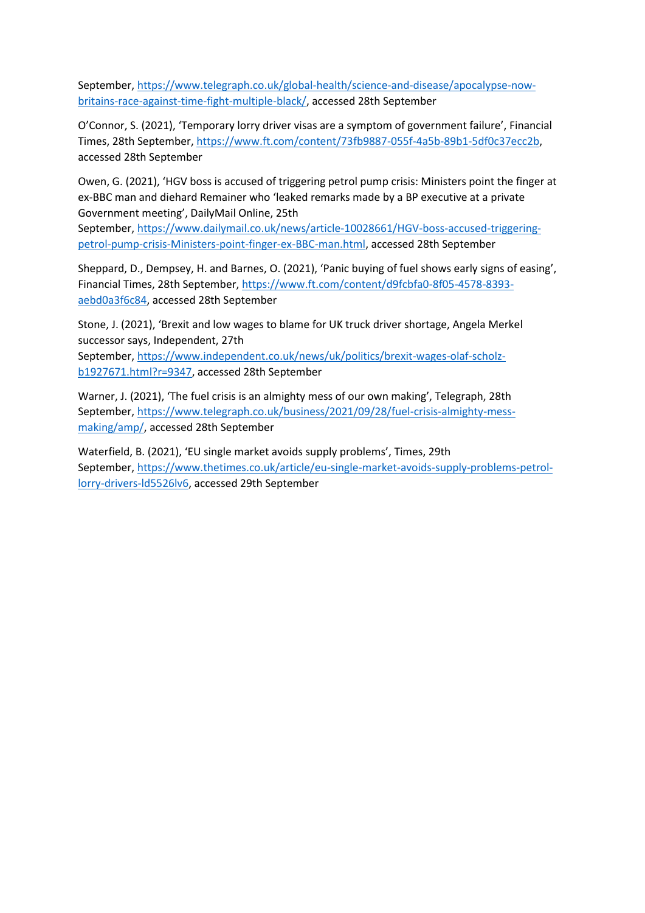September, https://www.telegraph.co.uk/global-health/science-and-disease/apocalypse-now-britains-race-against-time-fight-multiple-black/, accessed 28th September

O'Connor, S. (2021), 'Temporary lorry driver visas are a symptom of government failure', Financial Times, 28th September, https://www.ft.com/content/73fb9887-055f-4a5b-89b1-5df0c37ecc2b, accessed 28th September

Owen, G. (2021), 'HGV boss is accused of triggering petrol pump crisis: Ministers point the finger at ex-BBC man and diehard Remainer who 'leaked remarks made by a BP executive at a private Government meeting', DailyMail Online, 25th September, https://www.dailymail.co.uk/news/article-10028661/HGV-boss-accused-triggering-petrol-pump-crisis-Ministers-point-finger-ex-BBC-man.html, accessed 28th September

Sheppard, D., Dempsey, H. and Barnes, O. (2021), 'Panic buying of fuel shows early signs of easing', Financial Times, 28th September, https://www.ft.com/content/d9fcbfa0-8f05-4578-8393-aebd0a3f6c84, accessed 28th September

Stone, J. (2021), 'Brexit and low wages to blame for UK truck driver shortage, Angela Merkel successor says, Independent, 27th September, https://www.independent.co.uk/news/uk/politics/brexit-wages-olaf-scholz-b1927671.html?r=9347, accessed 28th September

Warner, J. (2021), 'The fuel crisis is an almighty mess of our own making', Telegraph, 28th September, https://www.telegraph.co.uk/business/2021/09/28/fuel-crisis-almighty-mess-making/amp/, accessed 28th September

Waterfield, B. (2021), 'EU single market avoids supply problems', Times, 29th September, https://www.thetimes.co.uk/article/eu-single-market-avoids-supply-problems-petrol-lorry-drivers-ld5526lv6, accessed 29th September